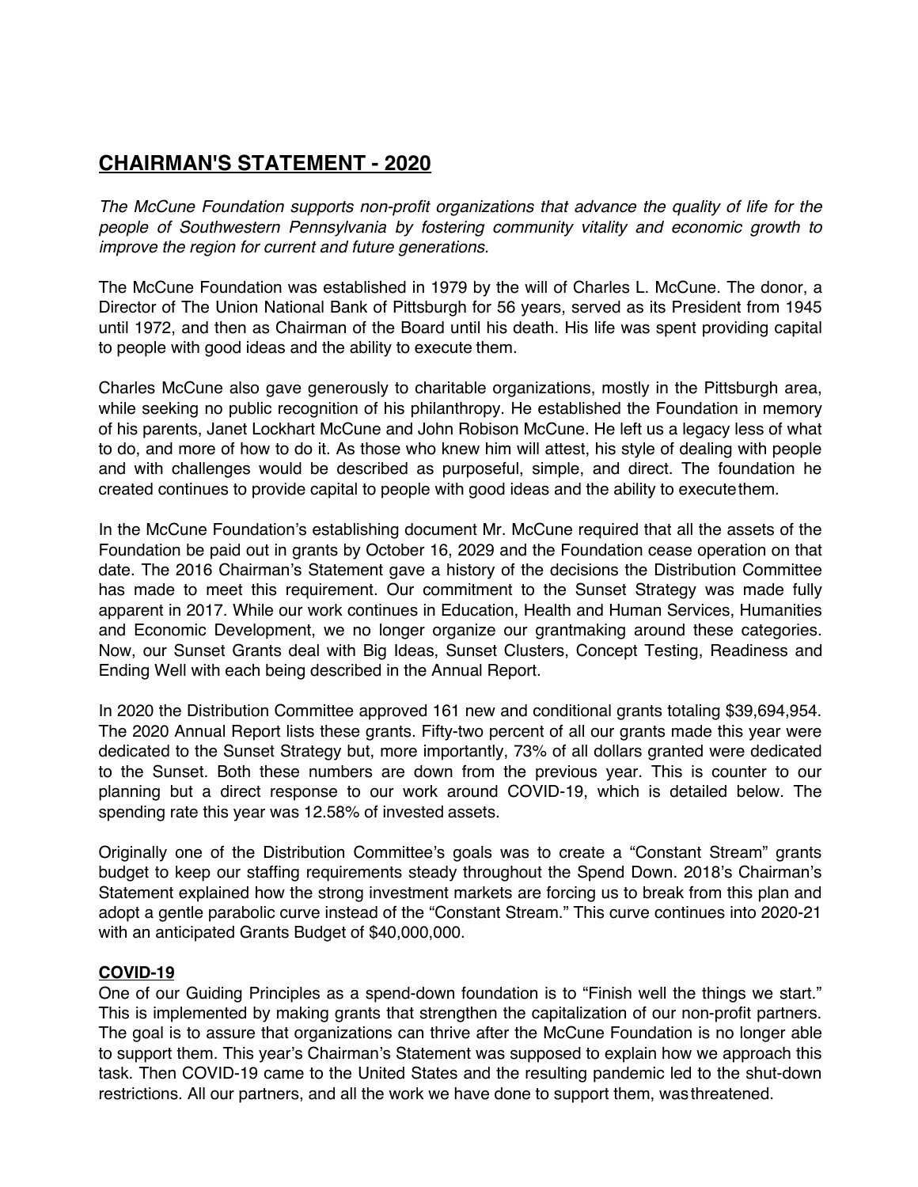## **CHAIRMAN'S STATEMENT - 2020**

*The McCune Foundation supports non-profit organizations that advance the quality of life for the people of Southwestern Pennsylvania by fostering community vitality and economic growth to improve the region for current and future generations.*

The McCune Foundation was established in 1979 by the will of Charles L. McCune. The donor, a Director of The Union National Bank of Pittsburgh for 56 years, served as its President from 1945 until 1972, and then as Chairman of the Board until his death. His life was spent providing capital to people with good ideas and the ability to execute them.

Charles McCune also gave generously to charitable organizations, mostly in the Pittsburgh area, while seeking no public recognition of his philanthropy. He established the Foundation in memory of his parents, Janet Lockhart McCune and John Robison McCune. He left us a legacy less of what to do, and more of how to do it. As those who knew him will attest, his style of dealing with people and with challenges would be described as purposeful, simple, and direct. The foundation he created continues to provide capital to people with good ideas and the ability to execute them.

In the McCune Foundation's establishing document Mr. McCune required that all the assets of the Foundation be paid out in grants by October 16, 2029 and the Foundation cease operation on that date. The 2016 Chairman's Statement gave a history of the decisions the Distribution Committee has made to meet this requirement. Our commitment to the Sunset Strategy was made fully apparent in 2017. While our work continues in Education, Health and Human Services, Humanities and Economic Development, we no longer organize our grantmaking around these categories. Now, our Sunset Grants deal with Big Ideas, Sunset Clusters, Concept Testing, Readiness and Ending Well with each being described in the Annual Report.

In 2020 the Distribution Committee approved 161 new and conditional grants totaling $39,694,954. The 2020 Annual Report lists these grants. Fifty-two percent of all our grants made this year were dedicated to the Sunset Strategy but, more importantly, 73% of all dollars granted were dedicated to the Sunset. Both these numbers are down from the previous year. This is counter to our planning but a direct response to our work around COVID-19, which is detailed below. The spending rate this year was 12.58% of invested assets.

Originally one of the Distribution Committee's goals was to create a "Constant Stream" grants budget to keep our staffing requirements steady throughout the Spend Down. 2018's Chairman's Statement explained how the strong investment markets are forcing us to break from this plan and adopt a gentle parabolic curve instead of the "Constant Stream." This curve continues into 2020-21 with an anticipated Grants Budget of $40,000,000.

### **COVID-19**

One of our Guiding Principles as a spend-down foundation is to "Finish well the things we start." This is implemented by making grants that strengthen the capitalization of our non-profit partners. The goal is to assure that organizations can thrive after the McCune Foundation is no longer able to support them. This year's Chairman's Statement was supposed to explain how we approach this task. Then COVID-19 came to the United States and the resulting pandemic led to the shut-down restrictions. All our partners, and all the work we have done to support them, was threatened.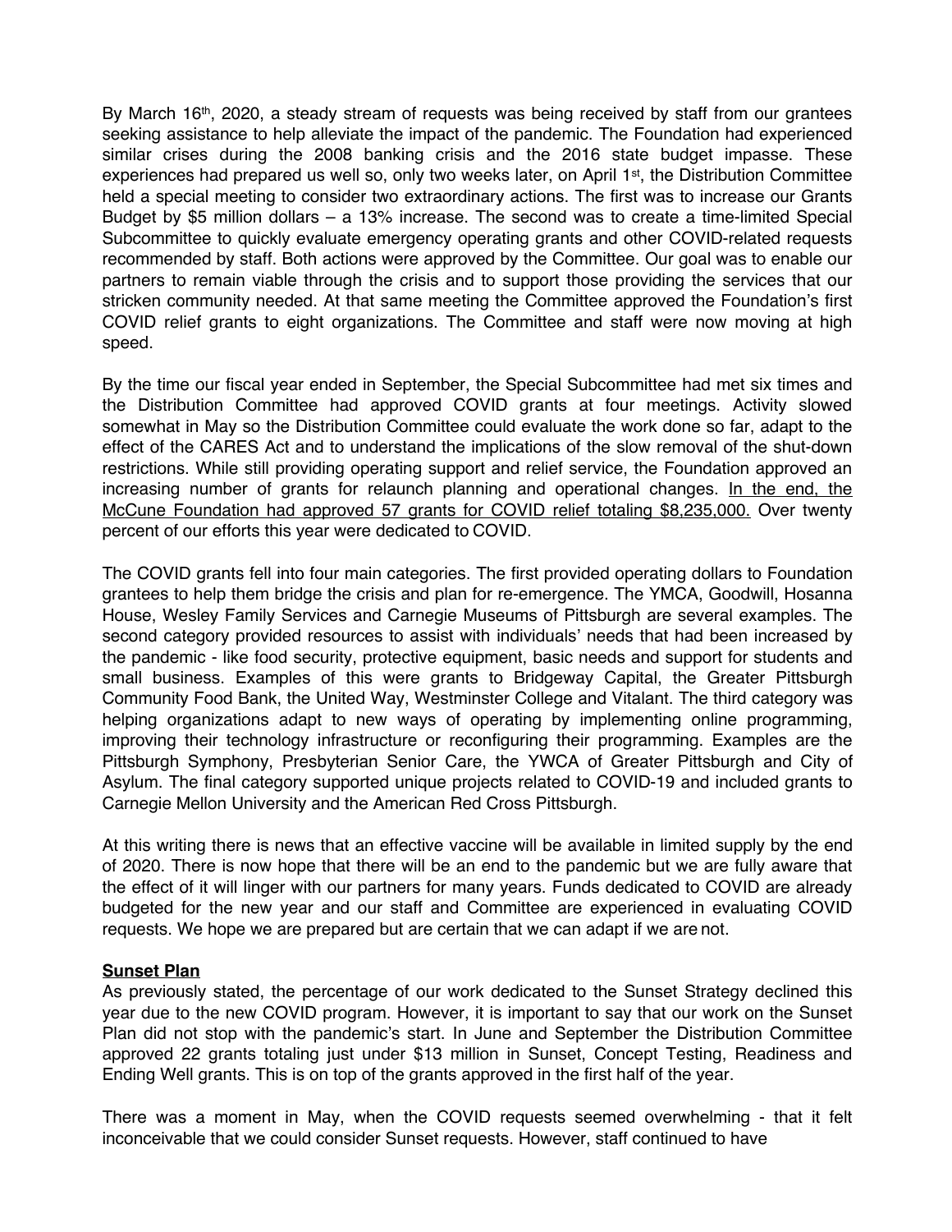By March 16th, 2020, a steady stream of requests was being received by staff from our grantees seeking assistance to help alleviate the impact of the pandemic. The Foundation had experienced similar crises during the 2008 banking crisis and the 2016 state budget impasse. These experiences had prepared us well so, only two weeks later, on April 1st, the Distribution Committee held a special meeting to consider two extraordinary actions. The first was to increase our Grants Budget by $5 million dollars – a 13% increase. The second was to create a time-limited Special Subcommittee to quickly evaluate emergency operating grants and other COVID-related requests recommended by staff. Both actions were approved by the Committee. Our goal was to enable our partners to remain viable through the crisis and to support those providing the services that our stricken community needed. At that same meeting the Committee approved the Foundation's first COVID relief grants to eight organizations. The Committee and staff were now moving at high speed.

By the time our fiscal year ended in September, the Special Subcommittee had met six times and the Distribution Committee had approved COVID grants at four meetings. Activity slowed somewhat in May so the Distribution Committee could evaluate the work done so far, adapt to the effect of the CARES Act and to understand the implications of the slow removal of the shut-down restrictions. While still providing operating support and relief service, the Foundation approved an increasing number of grants for relaunch planning and operational changes. <u>In the end, the McCune Foundation had approved 57 grants for COVID relief totaling $8,235,000.</u> Over twenty percent of our efforts this year were dedicated to COVID.

The COVID grants fell into four main categories. The first provided operating dollars to Foundation grantees to help them bridge the crisis and plan for re-emergence. The YMCA, Goodwill, Hosanna House, Wesley Family Services and Carnegie Museums of Pittsburgh are several examples. The second category provided resources to assist with individuals' needs that had been increased by the pandemic - like food security, protective equipment, basic needs and support for students and small business. Examples of this were grants to Bridgeway Capital, the Greater Pittsburgh Community Food Bank, the United Way, Westminster College and Vitalant. The third category was helping organizations adapt to new ways of operating by implementing online programming, improving their technology infrastructure or reconfiguring their programming. Examples are the Pittsburgh Symphony, Presbyterian Senior Care, the YWCA of Greater Pittsburgh and City of Asylum. The final category supported unique projects related to COVID-19 and included grants to Carnegie Mellon University and the American Red Cross Pittsburgh.

At this writing there is news that an effective vaccine will be available in limited supply by the end of 2020. There is now hope that there will be an end to the pandemic but we are fully aware that the effect of it will linger with our partners for many years. Funds dedicated to COVID are already budgeted for the new year and our staff and Committee are experienced in evaluating COVID requests. We hope we are prepared but are certain that we can adapt if we are not.

**<u>Sunset Plan</u>**

As previously stated, the percentage of our work dedicated to the Sunset Strategy declined this year due to the new COVID program. However, it is important to say that our work on the Sunset Plan did not stop with the pandemic's start. In June and September the Distribution Committee approved 22 grants totaling just under $13 million in Sunset, Concept Testing, Readiness and Ending Well grants. This is on top of the grants approved in the first half of the year.

There was a moment in May, when the COVID requests seemed overwhelming - that it felt inconceivable that we could consider Sunset requests. However, staff continued to have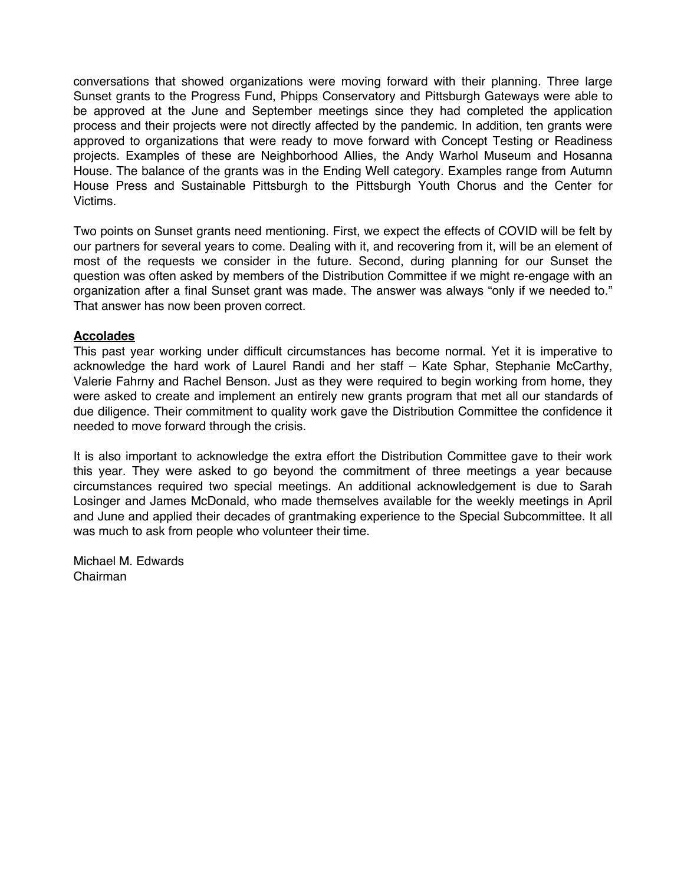conversations that showed organizations were moving forward with their planning. Three large Sunset grants to the Progress Fund, Phipps Conservatory and Pittsburgh Gateways were able to be approved at the June and September meetings since they had completed the application process and their projects were not directly affected by the pandemic. In addition, ten grants were approved to organizations that were ready to move forward with Concept Testing or Readiness projects. Examples of these are Neighborhood Allies, the Andy Warhol Museum and Hosanna House. The balance of the grants was in the Ending Well category. Examples range from Autumn House Press and Sustainable Pittsburgh to the Pittsburgh Youth Chorus and the Center for Victims.

Two points on Sunset grants need mentioning. First, we expect the effects of COVID will be felt by our partners for several years to come. Dealing with it, and recovering from it, will be an element of most of the requests we consider in the future. Second, during planning for our Sunset the question was often asked by members of the Distribution Committee if we might re-engage with an organization after a final Sunset grant was made. The answer was always "only if we needed to." That answer has now been proven correct.

**<u>Accolades</u>**

This past year working under difficult circumstances has become normal. Yet it is imperative to acknowledge the hard work of Laurel Randi and her staff – Kate Sphar, Stephanie McCarthy, Valerie Fahrny and Rachel Benson. Just as they were required to begin working from home, they were asked to create and implement an entirely new grants program that met all our standards of due diligence. Their commitment to quality work gave the Distribution Committee the confidence it needed to move forward through the crisis.

It is also important to acknowledge the extra effort the Distribution Committee gave to their work this year. They were asked to go beyond the commitment of three meetings a year because circumstances required two special meetings. An additional acknowledgement is due to Sarah Losinger and James McDonald, who made themselves available for the weekly meetings in April and June and applied their decades of grantmaking experience to the Special Subcommittee. It all was much to ask from people who volunteer their time.

Michael M. Edwards
Chairman